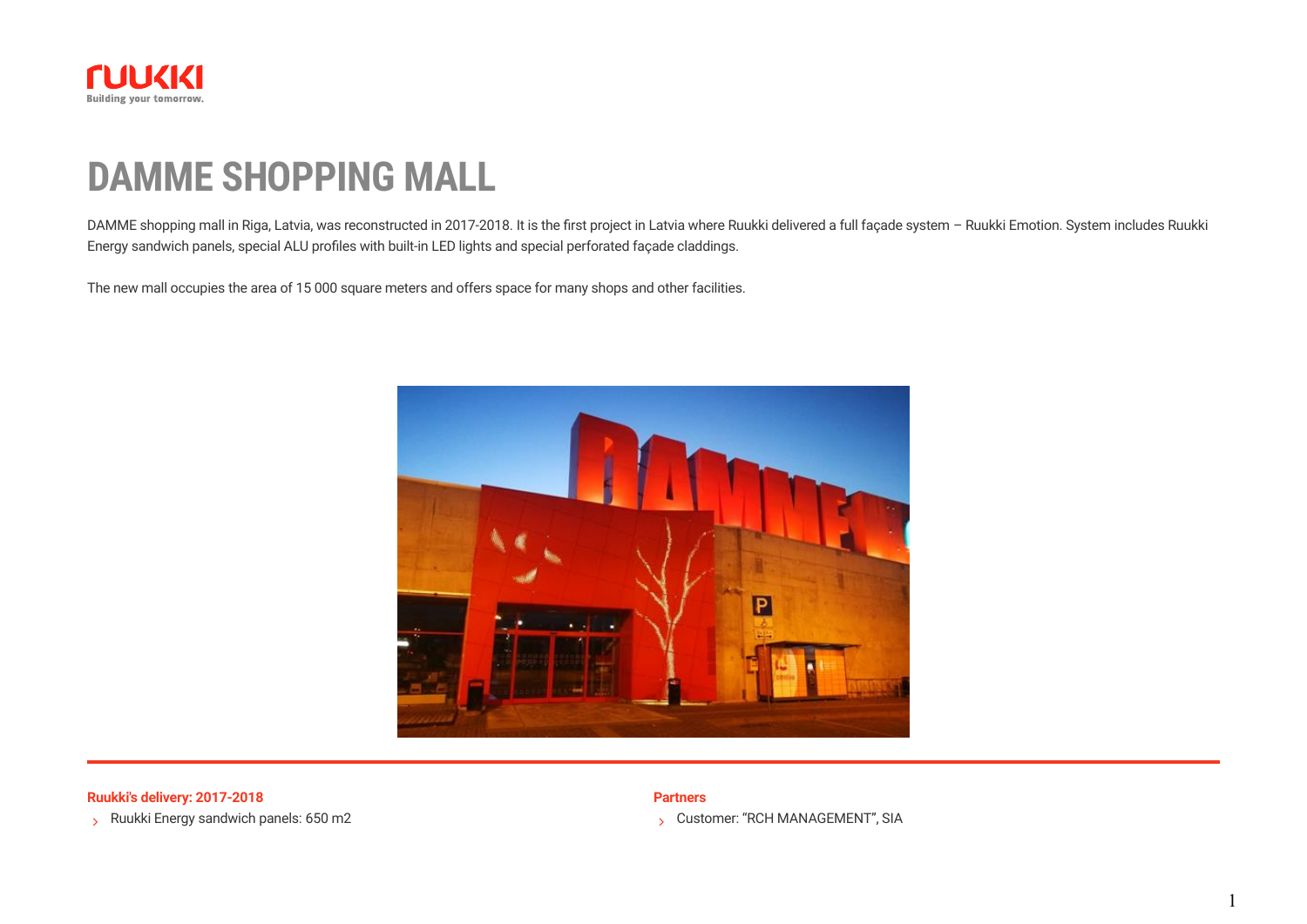# DAMME SHOPPING MALL

DAMME shopping mall in Riga, Latvia, was reconstructed in 2017-2018. It is the first project in Latvia where Ruukki delivered a full façade system – Ruukki Emotion. System includes Ruukki Energy sandwich panels, special ALU profiles with built-in LED lights and special perforated façade claddings.

The new mall occupies the area of 15 000 square meters and offers space for many shops and other facilities.

**Ruukki's delivery: 2017-2018**

- Ruukki Energy sandwich panels: 650 m2

**Partners**

- Customer: "RCH MANAGEMENT", SIA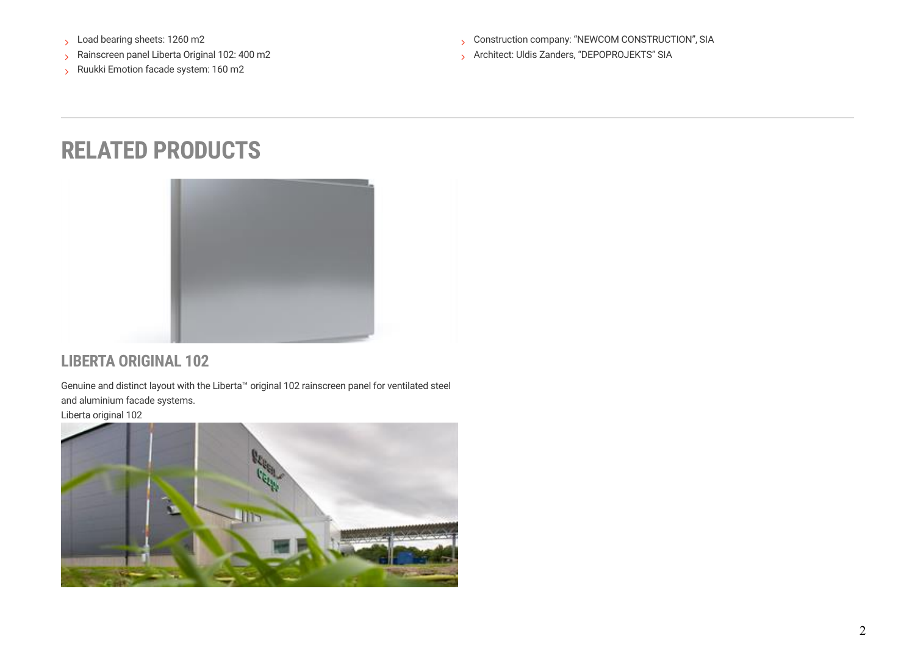- Load bearing sheets: 1260 m2
- Rainscreen panel Liberta Original 102: 400 m2
- Ruukki Emotion facade system: 160 m2

- Construction company: "NEWCOM CONSTRUCTION", SIA
- Architect: Uldis Zanders, "DEPOPROJEKTS" SIA

---

# RELATED PRODUCTS

## LIBERTA ORIGINAL 102

Genuine and distinct layout with the Liberta™ original 102 rainscreen panel for ventilated steel and aluminium facade systems.

Liberta original 102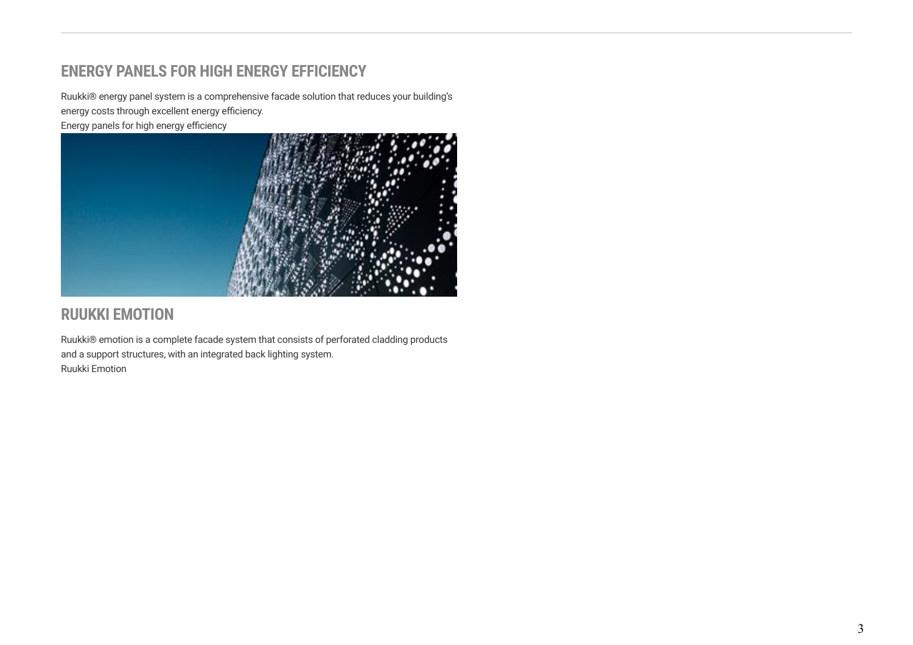## ENERGY PANELS FOR HIGH ENERGY EFFICIENCY

Ruukki® energy panel system is a comprehensive facade solution that reduces your building's energy costs through excellent energy efficiency.
Energy panels for high energy efficiency

## RUUKKI EMOTION

Ruukki® emotion is a complete facade system that consists of perforated cladding products and a support structures, with an integrated back lighting system.
Ruukki Emotion